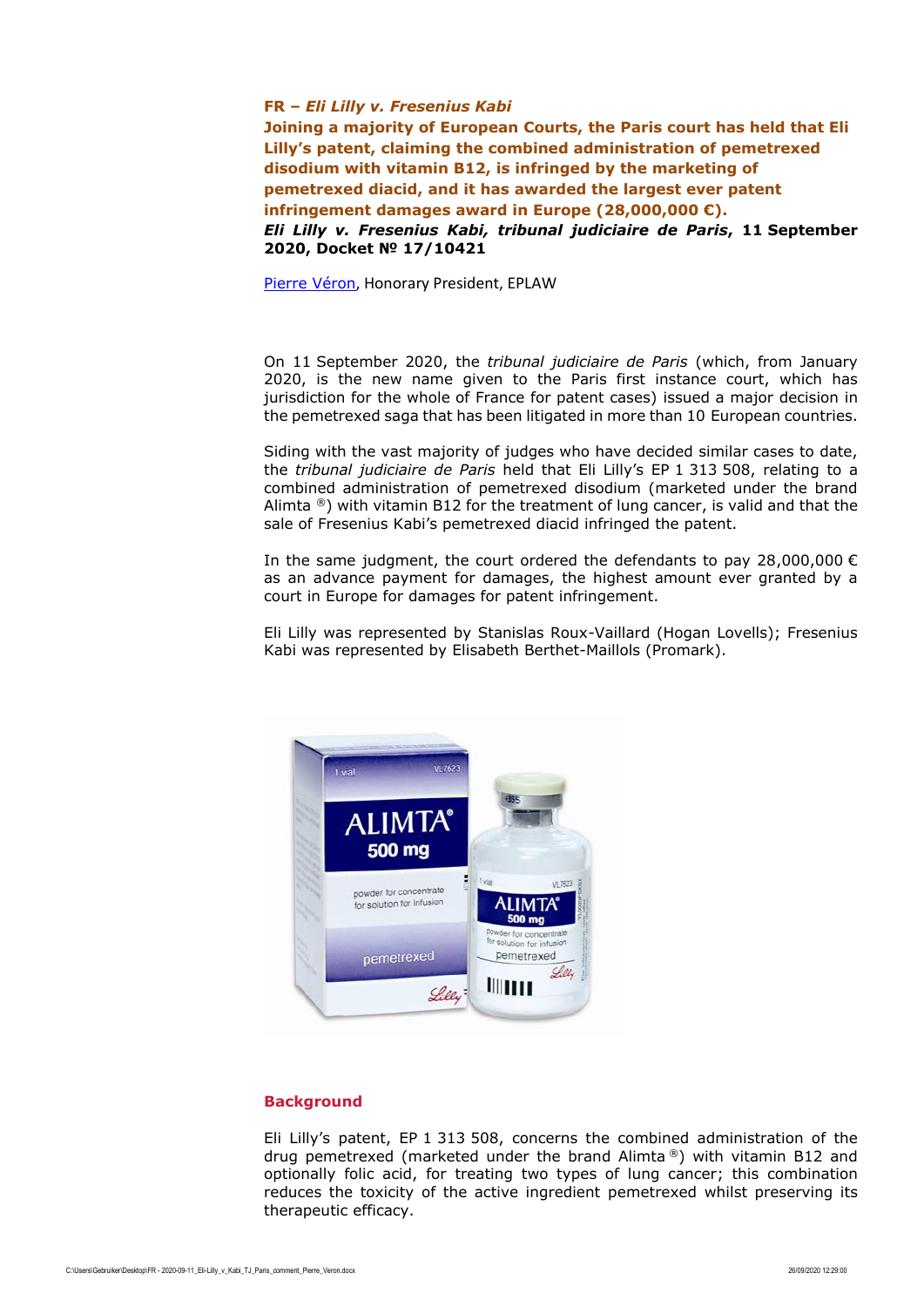**FR – *Eli Lilly v. Fresenius Kabi***

**Joining a majority of European Courts, the Paris court has held that Eli Lilly's patent, claiming the combined administration of pemetrexed disodium with vitamin B12, is infringed by the marketing of pemetrexed diacid, and it has awarded the largest ever patent infringement damages award in Europe (28,000,000 €).**

***Eli Lilly v. Fresenius Kabi, tribunal judiciaire de Paris*, 11 September 2020, Docket № 17/10421**

Pierre Véron, Honorary President, EPLAW

On 11 September 2020, the *tribunal judiciaire de Paris* (which, from January 2020, is the new name given to the Paris first instance court, which has jurisdiction for the whole of France for patent cases) issued a major decision in the pemetrexed saga that has been litigated in more than 10 European countries.

Siding with the vast majority of judges who have decided similar cases to date, the *tribunal judiciaire de Paris* held that Eli Lilly's EP 1 313 508, relating to a combined administration of pemetrexed disodium (marketed under the brand Alimta ®) with vitamin B12 for the treatment of lung cancer, is valid and that the sale of Fresenius Kabi's pemetrexed diacid infringed the patent.

In the same judgment, the court ordered the defendants to pay 28,000,000 € as an advance payment for damages, the highest amount ever granted by a court in Europe for damages for patent infringement.

Eli Lilly was represented by Stanislas Roux-Vaillard (Hogan Lovells); Fresenius Kabi was represented by Elisabeth Berthet-Maillols (Promark).

## Background

Eli Lilly's patent, EP 1 313 508, concerns the combined administration of the drug pemetrexed (marketed under the brand Alimta ®) with vitamin B12 and optionally folic acid, for treating two types of lung cancer; this combination reduces the toxicity of the active ingredient pemetrexed whilst preserving its therapeutic efficacy.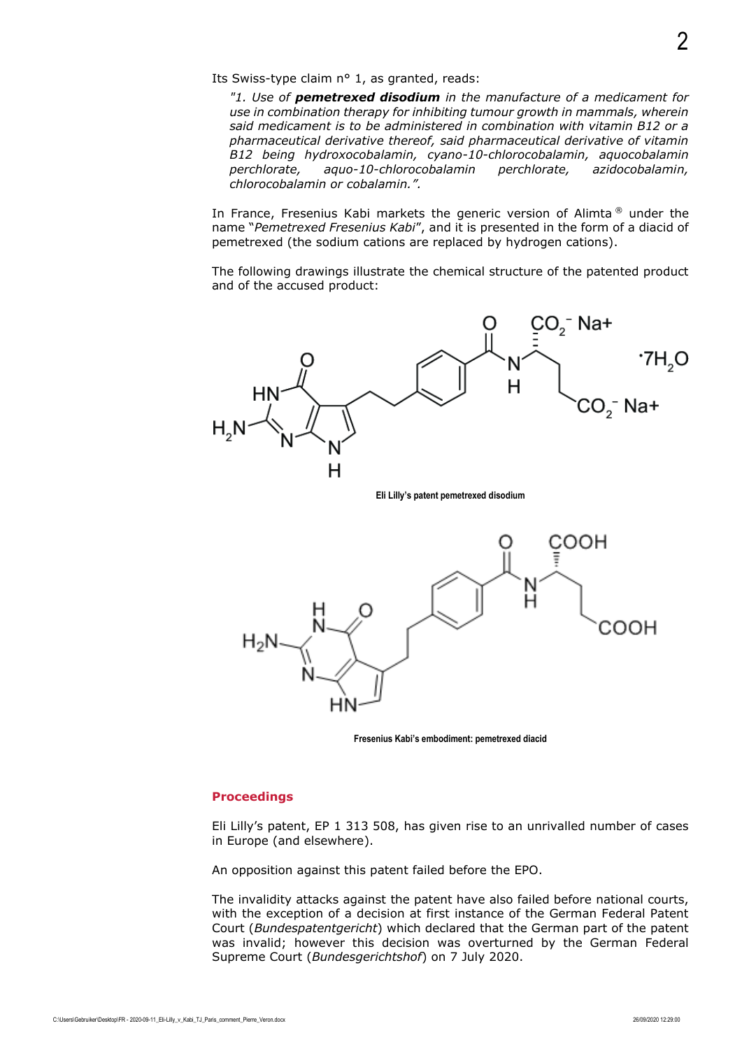Its Swiss-type claim n° 1, as granted, reads:

> *"1. Use of **pemetrexed disodium** in the manufacture of a medicament for use in combination therapy for inhibiting tumour growth in mammals, wherein said medicament is to be administered in combination with vitamin B12 or a pharmaceutical derivative thereof, said pharmaceutical derivative of vitamin B12 being hydroxocobalamin, cyano-10-chlorocobalamin, aquocobalamin perchlorate, aquo-10-chlorocobalamin perchlorate, azidocobalamin, chlorocobalamin or cobalamin.".*

In France, Fresenius Kabi markets the generic version of Alimta® under the name "*Pemetrexed Fresenius Kabi*", and it is presented in the form of a diacid of pemetrexed (the sodium cations are replaced by hydrogen cations).

The following drawings illustrate the chemical structure of the patented product and of the accused product:

O
$CO_2^-$ Na+
HN
N
H
$\cdot 7H_2O$
$H_2N$
N
N
H
$CO_2^-$ Na+

**Eli Lilly's patent pemetrexed disodium**

O
COOH
H
N
O
N
H
$H_2N$
N
COOH
HN

**Fresenius Kabi's embodiment: pemetrexed diacid**

## Proceedings

Eli Lilly's patent, EP 1 313 508, has given rise to an unrivalled number of cases in Europe (and elsewhere).

An opposition against this patent failed before the EPO.

The invalidity attacks against the patent have also failed before national courts, with the exception of a decision at first instance of the German Federal Patent Court (*Bundespatentgericht*) which declared that the German part of the patent was invalid; however this decision was overturned by the German Federal Supreme Court (*Bundesgerichtshof*) on 7 July 2020.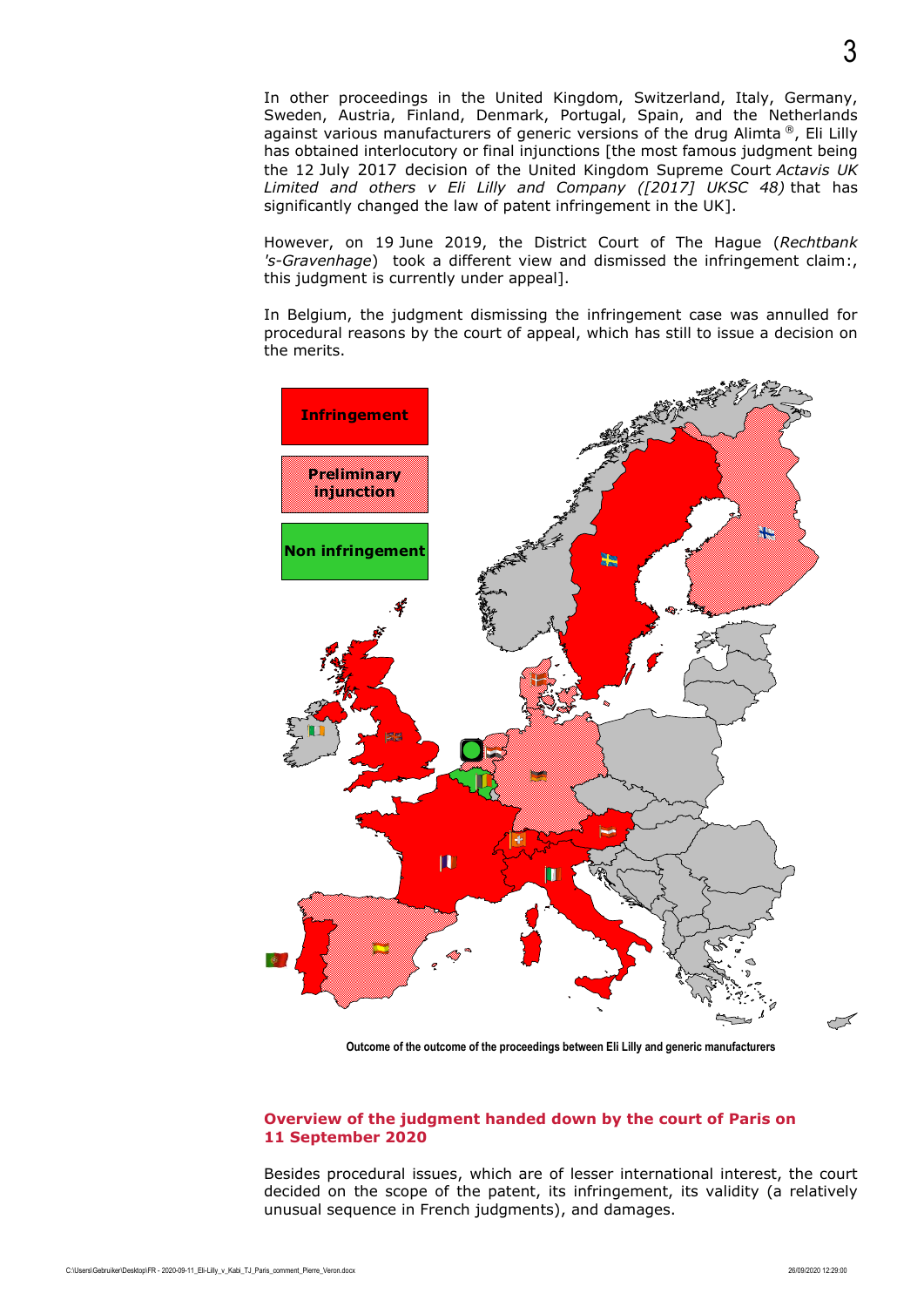In other proceedings in the United Kingdom, Switzerland, Italy, Germany, Sweden, Austria, Finland, Denmark, Portugal, Spain, and the Netherlands against various manufacturers of generic versions of the drug Alimta ®, Eli Lilly has obtained interlocutory or final injunctions [the most famous judgment being the 12 July 2017 decision of the United Kingdom Supreme Court *Actavis UK Limited and others v Eli Lilly and Company ([2017] UKSC 48)* that has significantly changed the law of patent infringement in the UK].

However, on 19 June 2019, the District Court of The Hague (*Rechtbank 's-Gravenhage*) took a different view and dismissed the infringement claim:, this judgment is currently under appeal].

In Belgium, the judgment dismissing the infringement case was annulled for procedural reasons by the court of appeal, which has still to issue a decision on the merits.

Infringement

Preliminary injunction

Non infringement

Outcome of the outcome of the proceedings between Eli Lilly and generic manufacturers

## Overview of the judgment handed down by the court of Paris on 11 September 2020

Besides procedural issues, which are of lesser international interest, the court decided on the scope of the patent, its infringement, its validity (a relatively unusual sequence in French judgments), and damages.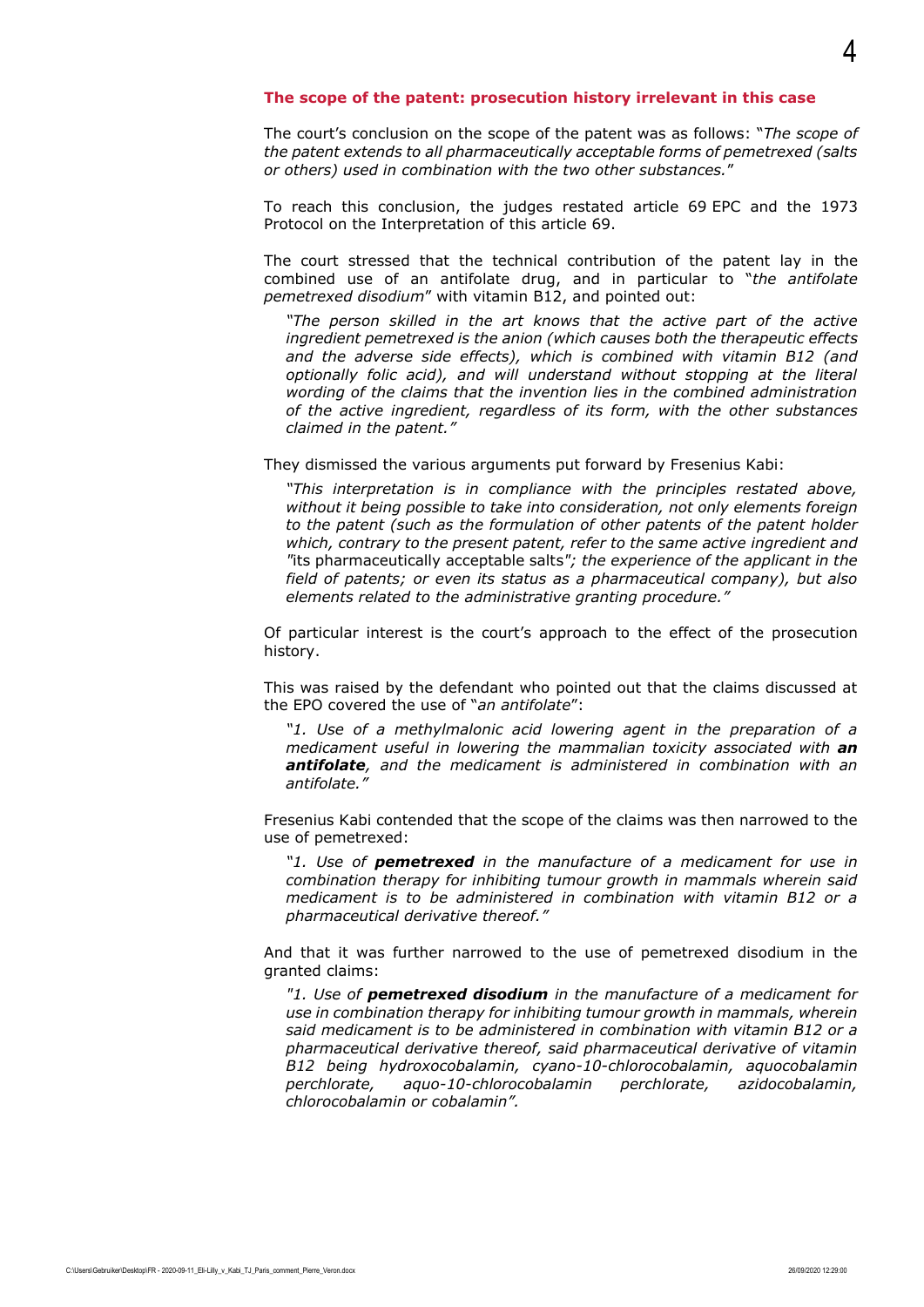## **The scope of the patent: prosecution history irrelevant in this case**

The court's conclusion on the scope of the patent was as follows: "*The scope of the patent extends to all pharmaceutically acceptable forms of pemetrexed (salts or others) used in combination with the two other substances.*"

To reach this conclusion, the judges restated article 69 EPC and the 1973 Protocol on the Interpretation of this article 69.

The court stressed that the technical contribution of the patent lay in the combined use of an antifolate drug, and in particular to "*the antifolate pemetrexed disodium*" with vitamin B12, and pointed out:

> *"The person skilled in the art knows that the active part of the active ingredient pemetrexed is the anion (which causes both the therapeutic effects and the adverse side effects), which is combined with vitamin B12 (and optionally folic acid), and will understand without stopping at the literal wording of the claims that the invention lies in the combined administration of the active ingredient, regardless of its form, with the other substances claimed in the patent."*

They dismissed the various arguments put forward by Fresenius Kabi:

> *"This interpretation is in compliance with the principles restated above, without it being possible to take into consideration, not only elements foreign to the patent (such as the formulation of other patents of the patent holder which, contrary to the present patent, refer to the same active ingredient and "*its pharmaceutically acceptable salts*"; the experience of the applicant in the field of patents; or even its status as a pharmaceutical company), but also elements related to the administrative granting procedure."*

Of particular interest is the court's approach to the effect of the prosecution history.

This was raised by the defendant who pointed out that the claims discussed at the EPO covered the use of "*an antifolate*":

> *"1. Use of a methylmalonic acid lowering agent in the preparation of a medicament useful in lowering the mammalian toxicity associated with **an antifolate**, and the medicament is administered in combination with an antifolate."*

Fresenius Kabi contended that the scope of the claims was then narrowed to the use of pemetrexed:

> *"1. Use of **pemetrexed** in the manufacture of a medicament for use in combination therapy for inhibiting tumour growth in mammals wherein said medicament is to be administered in combination with vitamin B12 or a pharmaceutical derivative thereof."*

And that it was further narrowed to the use of pemetrexed disodium in the granted claims:

> *"1. Use of **pemetrexed disodium** in the manufacture of a medicament for use in combination therapy for inhibiting tumour growth in mammals, wherein said medicament is to be administered in combination with vitamin B12 or a pharmaceutical derivative thereof, said pharmaceutical derivative of vitamin B12 being hydroxocobalamin, cyano-10-chlorocobalamin, aquocobalamin perchlorate, aquo-10-chlorocobalamin perchlorate, azidocobalamin, chlorocobalamin or cobalamin".*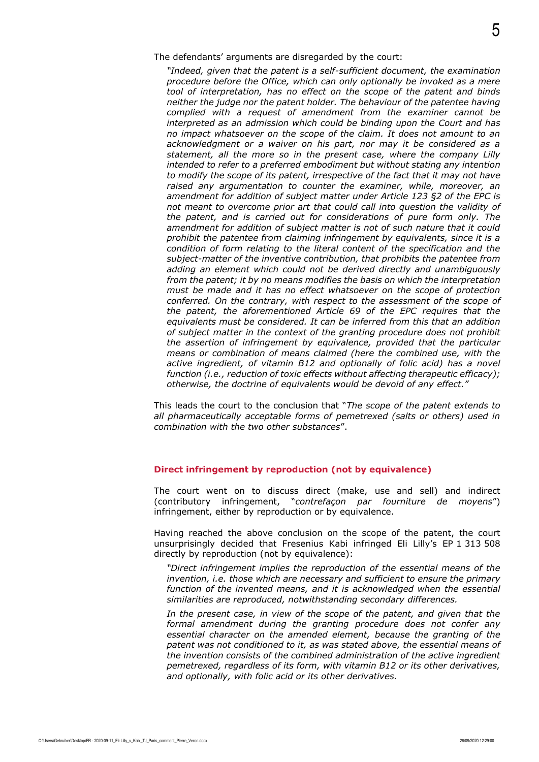The defendants' arguments are disregarded by the court:

> *"Indeed, given that the patent is a self-sufficient document, the examination procedure before the Office, which can only optionally be invoked as a mere tool of interpretation, has no effect on the scope of the patent and binds neither the judge nor the patent holder. The behaviour of the patentee having complied with a request of amendment from the examiner cannot be interpreted as an admission which could be binding upon the Court and has no impact whatsoever on the scope of the claim. It does not amount to an acknowledgment or a waiver on his part, nor may it be considered as a statement, all the more so in the present case, where the company Lilly intended to refer to a preferred embodiment but without stating any intention to modify the scope of its patent, irrespective of the fact that it may not have raised any argumentation to counter the examiner, while, moreover, an amendment for addition of subject matter under Article 123 §2 of the EPC is not meant to overcome prior art that could call into question the validity of the patent, and is carried out for considerations of pure form only. The amendment for addition of subject matter is not of such nature that it could prohibit the patentee from claiming infringement by equivalents, since it is a condition of form relating to the literal content of the specification and the subject-matter of the inventive contribution, that prohibits the patentee from adding an element which could not be derived directly and unambiguously from the patent; it by no means modifies the basis on which the interpretation must be made and it has no effect whatsoever on the scope of protection conferred. On the contrary, with respect to the assessment of the scope of the patent, the aforementioned Article 69 of the EPC requires that the equivalents must be considered. It can be inferred from this that an addition of subject matter in the context of the granting procedure does not prohibit the assertion of infringement by equivalence, provided that the particular means or combination of means claimed (here the combined use, with the active ingredient, of vitamin B12 and optionally of folic acid) has a novel function (i.e., reduction of toxic effects without affecting therapeutic efficacy); otherwise, the doctrine of equivalents would be devoid of any effect."*

This leads the court to the conclusion that "*The scope of the patent extends to all pharmaceutically acceptable forms of pemetrexed (salts or others) used in combination with the two other substances*".

## Direct infringement by reproduction (not by equivalence)

The court went on to discuss direct (make, use and sell) and indirect (contributory infringement, "*contrefaçon par fourniture de moyens*") infringement, either by reproduction or by equivalence.

Having reached the above conclusion on the scope of the patent, the court unsurprisingly decided that Fresenius Kabi infringed Eli Lilly's EP 1 313 508 directly by reproduction (not by equivalence):

> *"Direct infringement implies the reproduction of the essential means of the invention, i.e. those which are necessary and sufficient to ensure the primary function of the invented means, and it is acknowledged when the essential similarities are reproduced, notwithstanding secondary differences.*
>
> *In the present case, in view of the scope of the patent, and given that the formal amendment during the granting procedure does not confer any essential character on the amended element, because the granting of the patent was not conditioned to it, as was stated above, the essential means of the invention consists of the combined administration of the active ingredient pemetrexed, regardless of its form, with vitamin B12 or its other derivatives, and optionally, with folic acid or its other derivatives.*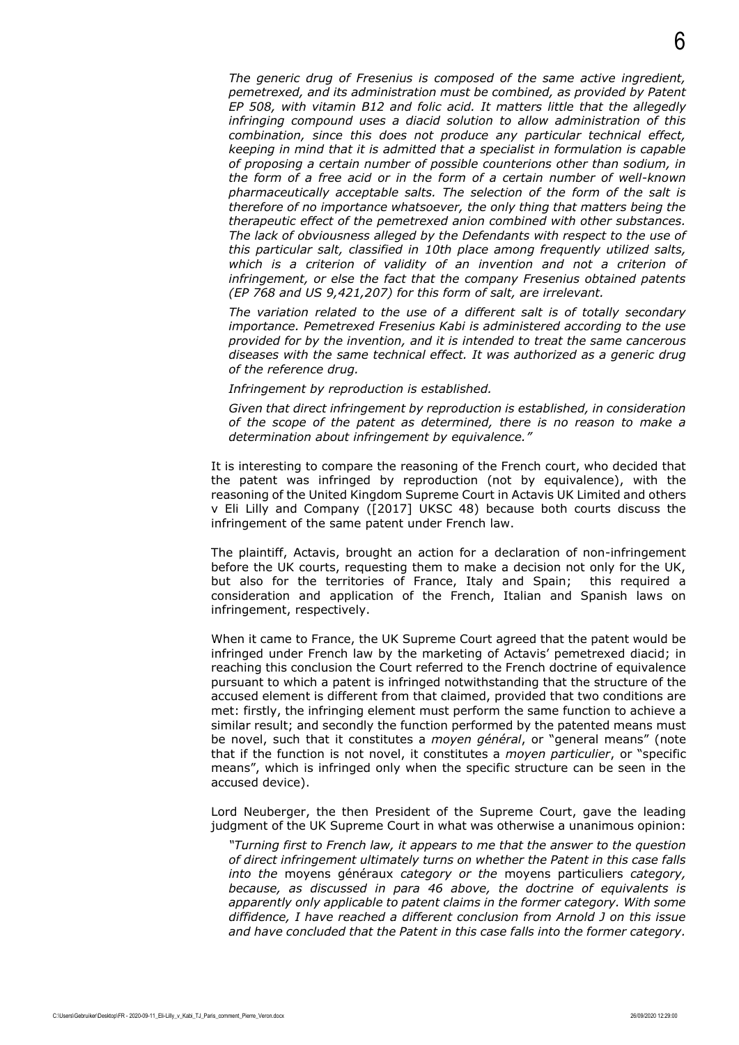*The generic drug of Fresenius is composed of the same active ingredient, pemetrexed, and its administration must be combined, as provided by Patent EP 508, with vitamin B12 and folic acid. It matters little that the allegedly infringing compound uses a diacid solution to allow administration of this combination, since this does not produce any particular technical effect, keeping in mind that it is admitted that a specialist in formulation is capable of proposing a certain number of possible counterions other than sodium, in the form of a free acid or in the form of a certain number of well-known pharmaceutically acceptable salts. The selection of the form of the salt is therefore of no importance whatsoever, the only thing that matters being the therapeutic effect of the pemetrexed anion combined with other substances. The lack of obviousness alleged by the Defendants with respect to the use of this particular salt, classified in 10th place among frequently utilized salts, which is a criterion of validity of an invention and not a criterion of infringement, or else the fact that the company Fresenius obtained patents (EP 768 and US 9,421,207) for this form of salt, are irrelevant.*

*The variation related to the use of a different salt is of totally secondary importance. Pemetrexed Fresenius Kabi is administered according to the use provided for by the invention, and it is intended to treat the same cancerous diseases with the same technical effect. It was authorized as a generic drug of the reference drug.*

*Infringement by reproduction is established.*

*Given that direct infringement by reproduction is established, in consideration of the scope of the patent as determined, there is no reason to make a determination about infringement by equivalence."*

It is interesting to compare the reasoning of the French court, who decided that the patent was infringed by reproduction (not by equivalence), with the reasoning of the United Kingdom Supreme Court in Actavis UK Limited and others v Eli Lilly and Company ([2017] UKSC 48) because both courts discuss the infringement of the same patent under French law.

The plaintiff, Actavis, brought an action for a declaration of non-infringement before the UK courts, requesting them to make a decision not only for the UK, but also for the territories of France, Italy and Spain; this required a consideration and application of the French, Italian and Spanish laws on infringement, respectively.

When it came to France, the UK Supreme Court agreed that the patent would be infringed under French law by the marketing of Actavis' pemetrexed diacid; in reaching this conclusion the Court referred to the French doctrine of equivalence pursuant to which a patent is infringed notwithstanding that the structure of the accused element is different from that claimed, provided that two conditions are met: firstly, the infringing element must perform the same function to achieve a similar result; and secondly the function performed by the patented means must be novel, such that it constitutes a *moyen général*, or "general means" (note that if the function is not novel, it constitutes a *moyen particulier*, or "specific means", which is infringed only when the specific structure can be seen in the accused device).

Lord Neuberger, the then President of the Supreme Court, gave the leading judgment of the UK Supreme Court in what was otherwise a unanimous opinion:

*"Turning first to French law, it appears to me that the answer to the question of direct infringement ultimately turns on whether the Patent in this case falls into the* moyens généraux *category or the* moyens particuliers *category, because, as discussed in para 46 above, the doctrine of equivalents is apparently only applicable to patent claims in the former category. With some diffidence, I have reached a different conclusion from Arnold J on this issue and have concluded that the Patent in this case falls into the former category.*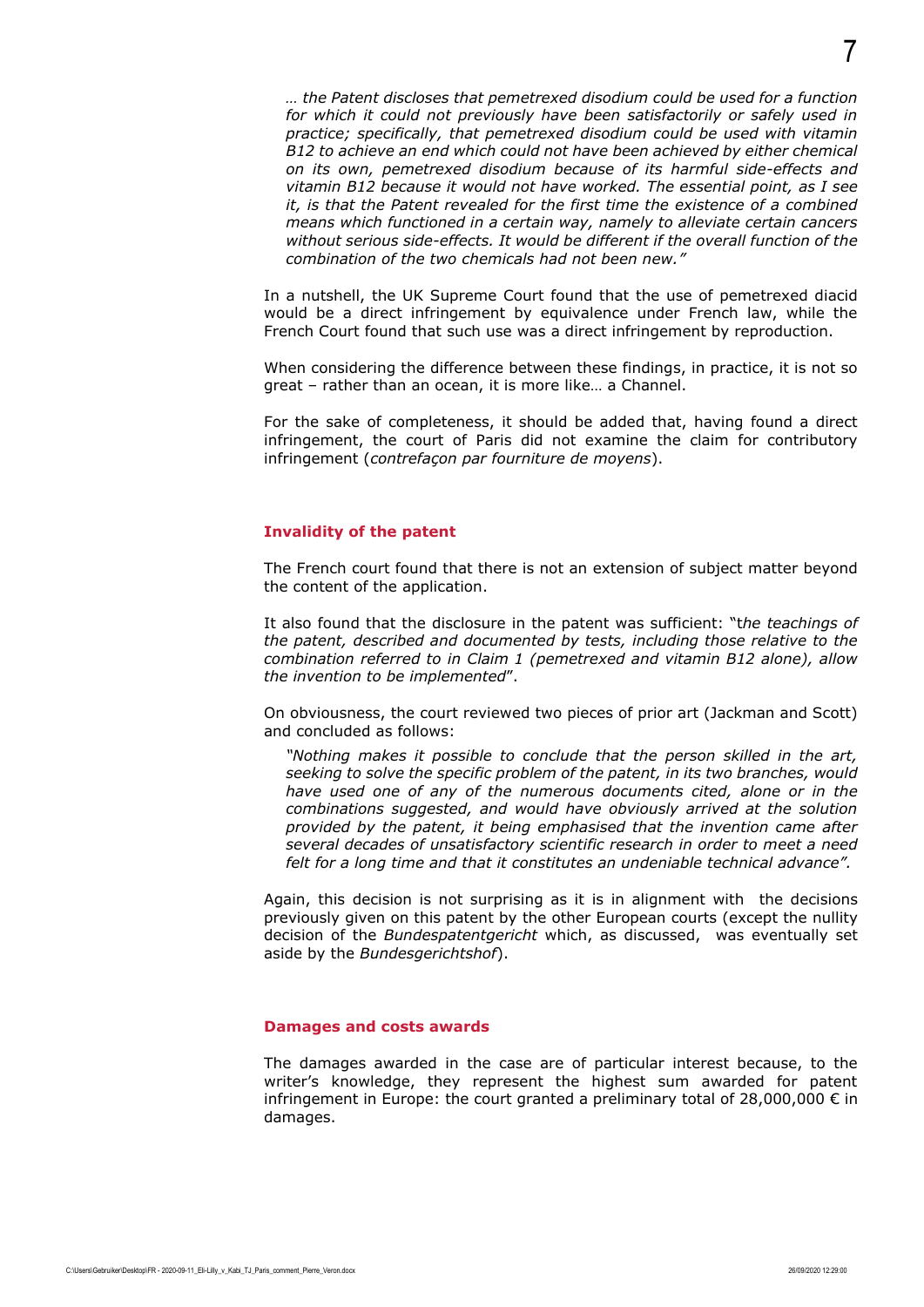> *… the Patent discloses that pemetrexed disodium could be used for a function for which it could not previously have been satisfactorily or safely used in practice; specifically, that pemetrexed disodium could be used with vitamin B12 to achieve an end which could not have been achieved by either chemical on its own, pemetrexed disodium because of its harmful side-effects and vitamin B12 because it would not have worked. The essential point, as I see it, is that the Patent revealed for the first time the existence of a combined means which functioned in a certain way, namely to alleviate certain cancers without serious side-effects. It would be different if the overall function of the combination of the two chemicals had not been new."*

In a nutshell, the UK Supreme Court found that the use of pemetrexed diacid would be a direct infringement by equivalence under French law, while the French Court found that such use was a direct infringement by reproduction.

When considering the difference between these findings, in practice, it is not so great – rather than an ocean, it is more like… a Channel.

For the sake of completeness, it should be added that, having found a direct infringement, the court of Paris did not examine the claim for contributory infringement (*contrefaçon par fourniture de moyens*).

**Invalidity of the patent**

The French court found that there is not an extension of subject matter beyond the content of the application.

It also found that the disclosure in the patent was sufficient: "*the teachings of the patent, described and documented by tests, including those relative to the combination referred to in Claim 1 (pemetrexed and vitamin B12 alone), allow the invention to be implemented*".

On obviousness, the court reviewed two pieces of prior art (Jackman and Scott) and concluded as follows:

> *"Nothing makes it possible to conclude that the person skilled in the art, seeking to solve the specific problem of the patent, in its two branches, would have used one of any of the numerous documents cited, alone or in the combinations suggested, and would have obviously arrived at the solution provided by the patent, it being emphasised that the invention came after several decades of unsatisfactory scientific research in order to meet a need felt for a long time and that it constitutes an undeniable technical advance".*

Again, this decision is not surprising as it is in alignment with the decisions previously given on this patent by the other European courts (except the nullity decision of the *Bundespatentgericht* which, as discussed, was eventually set aside by the *Bundesgerichtshof*).

**Damages and costs awards**

The damages awarded in the case are of particular interest because, to the writer's knowledge, they represent the highest sum awarded for patent infringement in Europe: the court granted a preliminary total of 28,000,000 € in damages.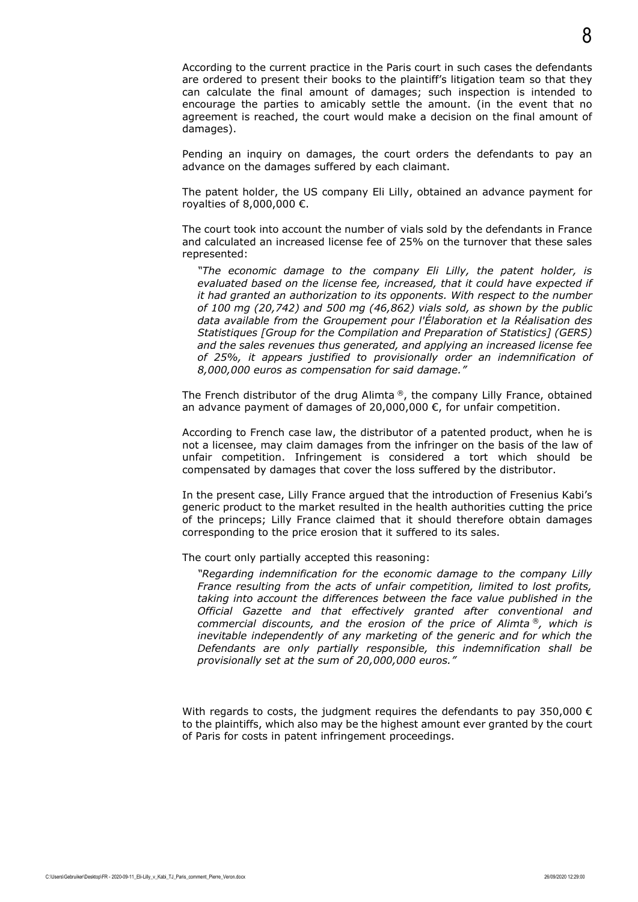According to the current practice in the Paris court in such cases the defendants are ordered to present their books to the plaintiff's litigation team so that they can calculate the final amount of damages; such inspection is intended to encourage the parties to amicably settle the amount. (in the event that no agreement is reached, the court would make a decision on the final amount of damages).

Pending an inquiry on damages, the court orders the defendants to pay an advance on the damages suffered by each claimant.

The patent holder, the US company Eli Lilly, obtained an advance payment for royalties of 8,000,000 €.

The court took into account the number of vials sold by the defendants in France and calculated an increased license fee of 25% on the turnover that these sales represented:

> *"The economic damage to the company Eli Lilly, the patent holder, is evaluated based on the license fee, increased, that it could have expected if it had granted an authorization to its opponents. With respect to the number of 100 mg (20,742) and 500 mg (46,862) vials sold, as shown by the public data available from the Groupement pour l'Élaboration et la Réalisation des Statistiques [Group for the Compilation and Preparation of Statistics] (GERS) and the sales revenues thus generated, and applying an increased license fee of 25%, it appears justified to provisionally order an indemnification of 8,000,000 euros as compensation for said damage."*

The French distributor of the drug Alimta ®, the company Lilly France, obtained an advance payment of damages of 20,000,000 €, for unfair competition.

According to French case law, the distributor of a patented product, when he is not a licensee, may claim damages from the infringer on the basis of the law of unfair competition. Infringement is considered a tort which should be compensated by damages that cover the loss suffered by the distributor.

In the present case, Lilly France argued that the introduction of Fresenius Kabi's generic product to the market resulted in the health authorities cutting the price of the princeps; Lilly France claimed that it should therefore obtain damages corresponding to the price erosion that it suffered to its sales.

The court only partially accepted this reasoning:

> *"Regarding indemnification for the economic damage to the company Lilly France resulting from the acts of unfair competition, limited to lost profits, taking into account the differences between the face value published in the Official Gazette and that effectively granted after conventional and commercial discounts, and the erosion of the price of Alimta ®, which is inevitable independently of any marketing of the generic and for which the Defendants are only partially responsible, this indemnification shall be provisionally set at the sum of 20,000,000 euros."*

With regards to costs, the judgment requires the defendants to pay 350,000 € to the plaintiffs, which also may be the highest amount ever granted by the court of Paris for costs in patent infringement proceedings.